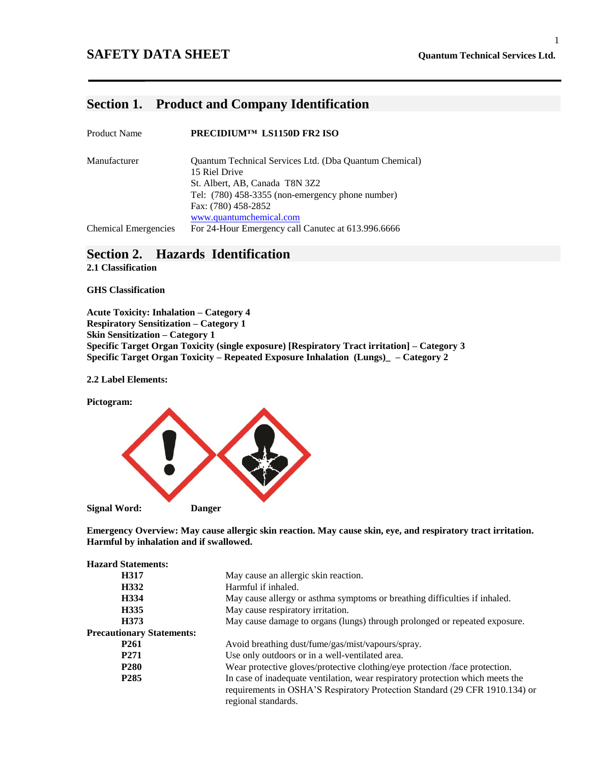# SAFETY DATA SHEET

**Quantum Technical Services Ltd.**

## Section 1. Product and Company Identification

| | |
|---|---|
| Product Name | **PRECIDIUM™ LS1150D FR2 ISO** |
| Manufacturer | Quantum Technical Services Ltd. (Dba Quantum Chemical)<br>15 Riel Drive<br>St. Albert, AB, Canada T8N 3Z2<br>Tel: (780) 458-3355 (non-emergency phone number)<br>Fax: (780) 458-2852<br>www.quantumchemical.com |
| Chemical Emergencies | For 24-Hour Emergency call Canutec at 613.996.6666 |

## Section 2. Hazards Identification

**2.1 Classification**

**GHS Classification**

**Acute Toxicity: Inhalation – Category 4**
**Respiratory Sensitization – Category 1**
**Skin Sensitization – Category 1**
**Specific Target Organ Toxicity (single exposure) [Respiratory Tract irritation] – Category 3**
**Specific Target Organ Toxicity – Repeated Exposure Inhalation (Lungs)_ – Category 2**

**2.2 Label Elements:**

**Pictogram:**

**Signal Word:** **Danger**

**Emergency Overview: May cause allergic skin reaction. May cause skin, eye, and respiratory tract irritation. Harmful by inhalation and if swallowed.**

**Hazard Statements:**

| | |
|---|---|
| **H317** | May cause an allergic skin reaction. |
| **H332** | Harmful if inhaled. |
| **H334** | May cause allergy or asthma symptoms or breathing difficulties if inhaled. |
| **H335** | May cause respiratory irritation. |
| **H373** | May cause damage to organs (lungs) through prolonged or repeated exposure. |

**Precautionary Statements:**

| | |
|---|---|
| **P261** | Avoid breathing dust/fume/gas/mist/vapours/spray. |
| **P271** | Use only outdoors or in a well-ventilated area. |
| **P280** | Wear protective gloves/protective clothing/eye protection /face protection. |
| **P285** | In case of inadequate ventilation, wear respiratory protection which meets the requirements in OSHA'S Respiratory Protection Standard (29 CFR 1910.134) or regional standards. |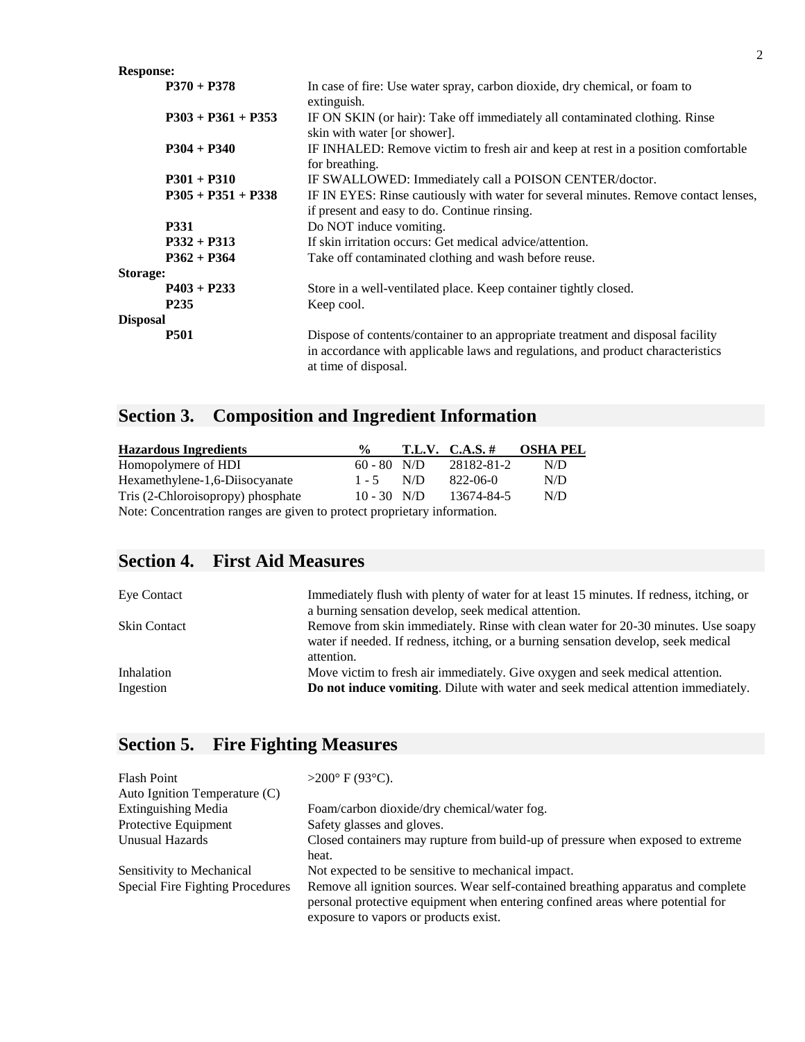**Response:**

| | |
|---|---|
| **P370 + P378** | In case of fire: Use water spray, carbon dioxide, dry chemical, or foam to extinguish. |
| **P303 + P361 + P353** | IF ON SKIN (or hair): Take off immediately all contaminated clothing. Rinse skin with water [or shower]. |
| **P304 + P340** | IF INHALED: Remove victim to fresh air and keep at rest in a position comfortable for breathing. |
| **P301 + P310** | IF SWALLOWED: Immediately call a POISON CENTER/doctor. |
| **P305 + P351 + P338** | IF IN EYES: Rinse cautiously with water for several minutes. Remove contact lenses, if present and easy to do. Continue rinsing. |
| **P331** | Do NOT induce vomiting. |
| **P332 + P313** | If skin irritation occurs: Get medical advice/attention. |
| **P362 + P364** | Take off contaminated clothing and wash before reuse. |

**Storage:**

| | |
|---|---|
| **P403 + P233** | Store in a well-ventilated place. Keep container tightly closed. |
| **P235** | Keep cool. |

**Disposal**

| | |
|---|---|
| **P501** | Dispose of contents/container to an appropriate treatment and disposal facility in accordance with applicable laws and regulations, and product characteristics at time of disposal. |

## Section 3. Composition and Ingredient Information

| Hazardous Ingredients | % | T.L.V. | C.A.S. # | OSHA PEL |
|---|---|---|---|---|
| Homopolymere of HDI | 60 - 80 | N/D | 28182-81-2 | N/D |
| Hexamethylene-1,6-Diisocyanate | 1 - 5 | N/D | 822-06-0 | N/D |
| Tris (2-Chloroisopropy) phosphate | 10 - 30 | N/D | 13674-84-5 | N/D |

Note: Concentration ranges are given to protect proprietary information.

## Section 4. First Aid Measures

| | |
|---|---|
| Eye Contact | Immediately flush with plenty of water for at least 15 minutes. If redness, itching, or a burning sensation develop, seek medical attention. |
| Skin Contact | Remove from skin immediately. Rinse with clean water for 20-30 minutes. Use soapy water if needed. If redness, itching, or a burning sensation develop, seek medical attention. |
| Inhalation | Move victim to fresh air immediately. Give oxygen and seek medical attention. |
| Ingestion | **Do not induce vomiting**. Dilute with water and seek medical attention immediately. |

## Section 5. Fire Fighting Measures

| | |
|---|---|
| Flash Point | >200° F (93°C). |
| Auto Ignition Temperature (C) | |
| Extinguishing Media | Foam/carbon dioxide/dry chemical/water fog. |
| Protective Equipment | Safety glasses and gloves. |
| Unusual Hazards | Closed containers may rupture from build-up of pressure when exposed to extreme heat. |
| Sensitivity to Mechanical | Not expected to be sensitive to mechanical impact. |
| Special Fire Fighting Procedures | Remove all ignition sources. Wear self-contained breathing apparatus and complete personal protective equipment when entering confined areas where potential for exposure to vapors or products exist. |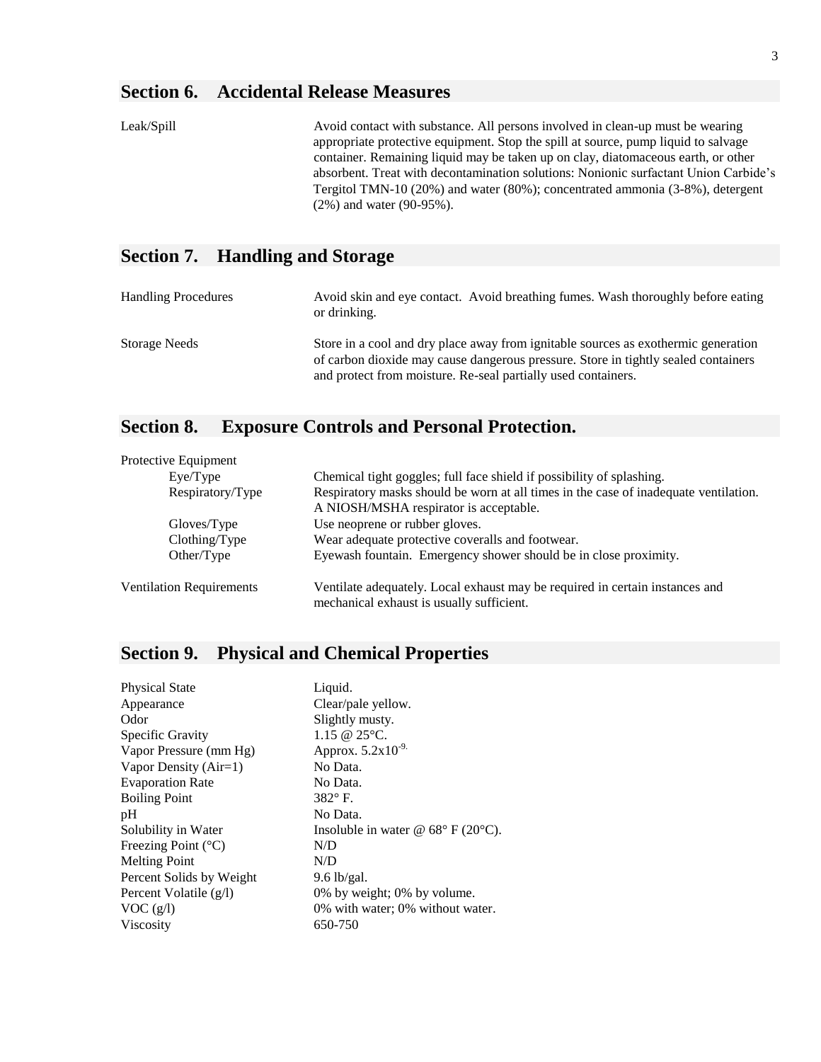## Section 6. Accidental Release Measures

| | |
|---|---|
| Leak/Spill | Avoid contact with substance. All persons involved in clean-up must be wearing appropriate protective equipment. Stop the spill at source, pump liquid to salvage container. Remaining liquid may be taken up on clay, diatomaceous earth, or other absorbent. Treat with decontamination solutions: Nonionic surfactant Union Carbide's Tergitol TMN-10 (20%) and water (80%); concentrated ammonia (3-8%), detergent (2%) and water (90-95%). |

## Section 7. Handling and Storage

| | |
|---|---|
| Handling Procedures | Avoid skin and eye contact. Avoid breathing fumes. Wash thoroughly before eating or drinking. |
| Storage Needs | Store in a cool and dry place away from ignitable sources as exothermic generation of carbon dioxide may cause dangerous pressure. Store in tightly sealed containers and protect from moisture. Re-seal partially used containers. |

## Section 8. Exposure Controls and Personal Protection.

| | |
|---|---|
| Protective Equipment | |
| Eye/Type | Chemical tight goggles; full face shield if possibility of splashing. |
| Respiratory/Type | Respiratory masks should be worn at all times in the case of inadequate ventilation. A NIOSH/MSHA respirator is acceptable. |
| Gloves/Type | Use neoprene or rubber gloves. |
| Clothing/Type | Wear adequate protective coveralls and footwear. |
| Other/Type | Eyewash fountain. Emergency shower should be in close proximity. |
| Ventilation Requirements | Ventilate adequately. Local exhaust may be required in certain instances and mechanical exhaust is usually sufficient. |

## Section 9. Physical and Chemical Properties

| | |
|---|---|
| Physical State | Liquid. |
| Appearance | Clear/pale yellow. |
| Odor | Slightly musty. |
| Specific Gravity | 1.15 @ 25°C. |
| Vapor Pressure (mm Hg) | Approx. $5.2 \times 10^{-9}$. |
| Vapor Density (Air=1) | No Data. |
| Evaporation Rate | No Data. |
| Boiling Point | 382° F. |
| pH | No Data. |
| Solubility in Water | Insoluble in water @ 68° F (20°C). |
| Freezing Point (°C) | N/D |
| Melting Point | N/D |
| Percent Solids by Weight | 9.6 lb/gal. |
| Percent Volatile (g/l) | 0% by weight; 0% by volume. |
| VOC (g/l) | 0% with water; 0% without water. |
| Viscosity | 650-750 |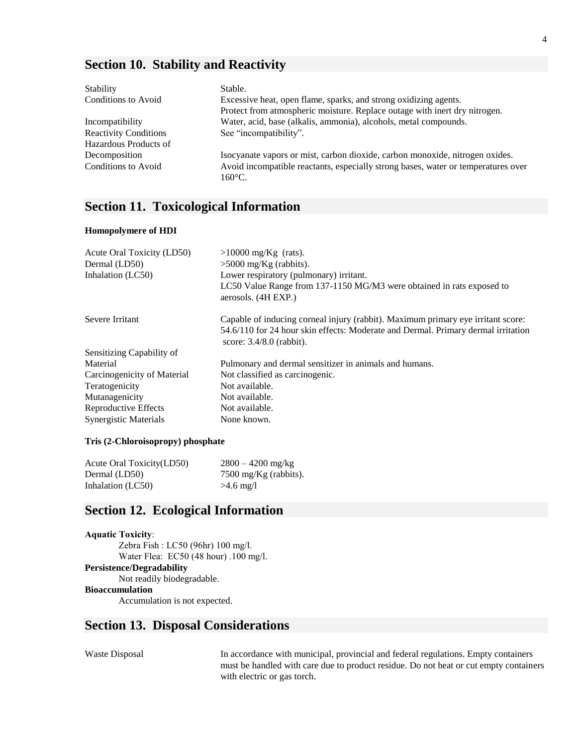## Section 10. Stability and Reactivity

| | |
|---|---|
| Stability | Stable. |
| Conditions to Avoid | Excessive heat, open flame, sparks, and strong oxidizing agents. Protect from atmospheric moisture. Replace outage with inert dry nitrogen. |
| Incompatibility | Water, acid, base (alkalis, ammonia), alcohols, metal compounds. |
| Reactivity Conditions | See "incompatibility". |
| Hazardous Products of Decomposition | Isocyanate vapors or mist, carbon dioxide, carbon monoxide, nitrogen oxides. |
| Conditions to Avoid | Avoid incompatible reactants, especially strong bases, water or temperatures over 160°C. |

## Section 11. Toxicological Information

**Homopolymere of HDI**

| | |
|---|---|
| Acute Oral Toxicity (LD50) | >10000 mg/Kg (rats). |
| Dermal (LD50) | >5000 mg/Kg (rabbits). |
| Inhalation (LC50) | Lower respiratory (pulmonary) irritant. LC50 Value Range from 137-1150 MG/M3 were obtained in rats exposed to aerosols. (4H EXP.) |
| Severe Irritant | Capable of inducing corneal injury (rabbit). Maximum primary eye irritant score: 54.6/110 for 24 hour skin effects: Moderate and Dermal. Primary dermal irritation score: 3.4/8.0 (rabbit). |
| Sensitizing Capability of Material | Pulmonary and dermal sensitizer in animals and humans. |
| Carcinogenicity of Material | Not classified as carcinogenic. |
| Teratogenicity | Not available. |
| Mutanagenicity | Not available. |
| Reproductive Effects | Not available. |
| Synergistic Materials | None known. |

**Tris (2-Chloroisopropy) phosphate**

| | |
|---|---|
| Acute Oral Toxicity(LD50) | 2800 – 4200 mg/kg |
| Dermal (LD50) | 7500 mg/Kg (rabbits). |
| Inhalation (LC50) | >4.6 mg/l |

## Section 12. Ecological Information

**Aquatic Toxicity**:

Zebra Fish : LC50 (96hr) 100 mg/l.
Water Flea: EC50 (48 hour) .100 mg/l.

**Persistence/Degradability**

Not readily biodegradable.

**Bioaccumulation**

Accumulation is not expected.

## Section 13. Disposal Considerations

| | |
|---|---|
| Waste Disposal | In accordance with municipal, provincial and federal regulations. Empty containers must be handled with care due to product residue. Do not heat or cut empty containers with electric or gas torch. |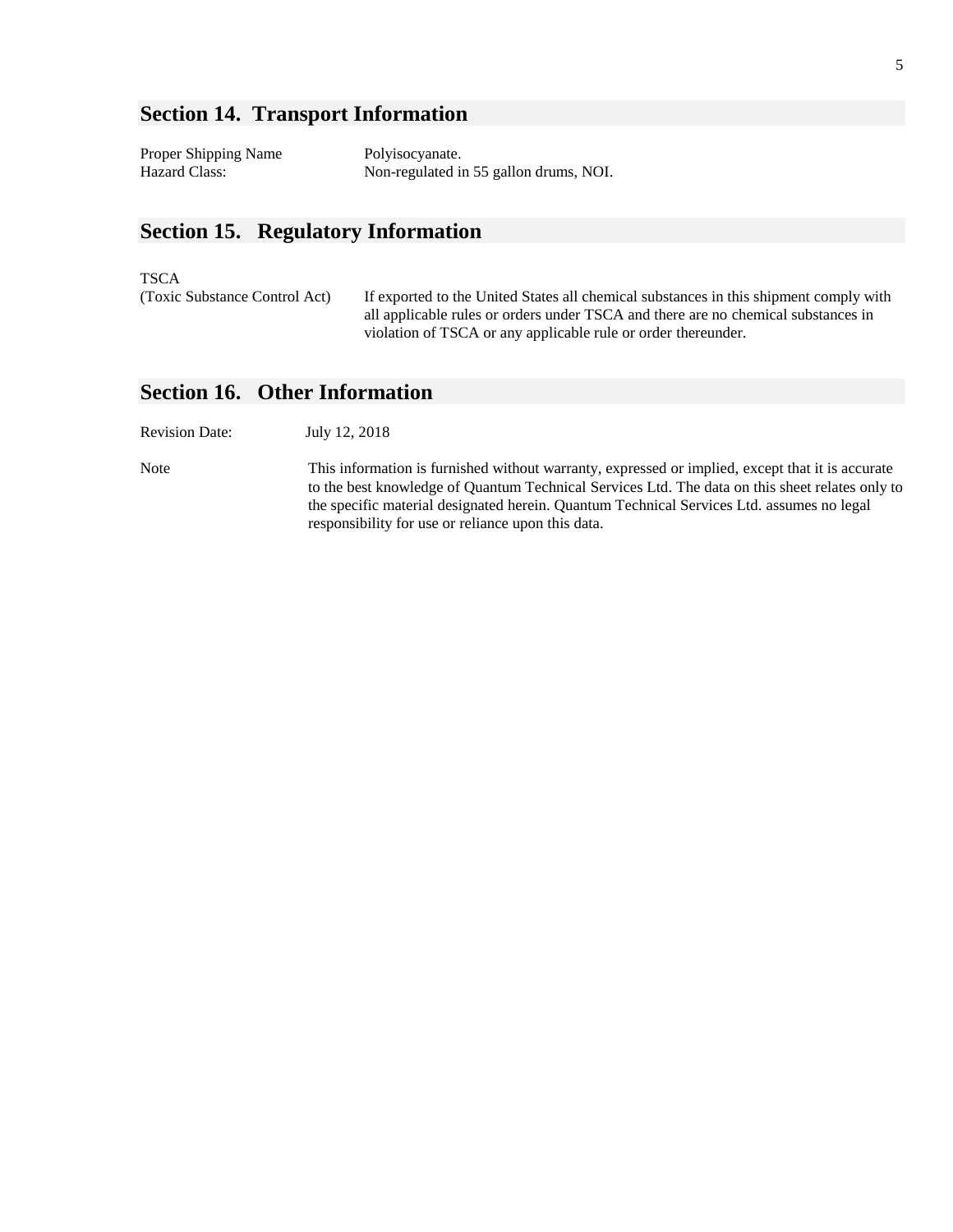## Section 14. Transport Information

| | |
|---|---|
| Proper Shipping Name | Polyisocyanate. |
| Hazard Class: | Non-regulated in 55 gallon drums, NOI. |

## Section 15. Regulatory Information

| | |
|---|---|
| TSCA (Toxic Substance Control Act) | If exported to the United States all chemical substances in this shipment comply with all applicable rules or orders under TSCA and there are no chemical substances in violation of TSCA or any applicable rule or order thereunder. |

## Section 16. Other Information

| | |
|---|---|
| Revision Date: | July 12, 2018 |
| Note | This information is furnished without warranty, expressed or implied, except that it is accurate to the best knowledge of Quantum Technical Services Ltd. The data on this sheet relates only to the specific material designated herein. Quantum Technical Services Ltd. assumes no legal responsibility for use or reliance upon this data. |